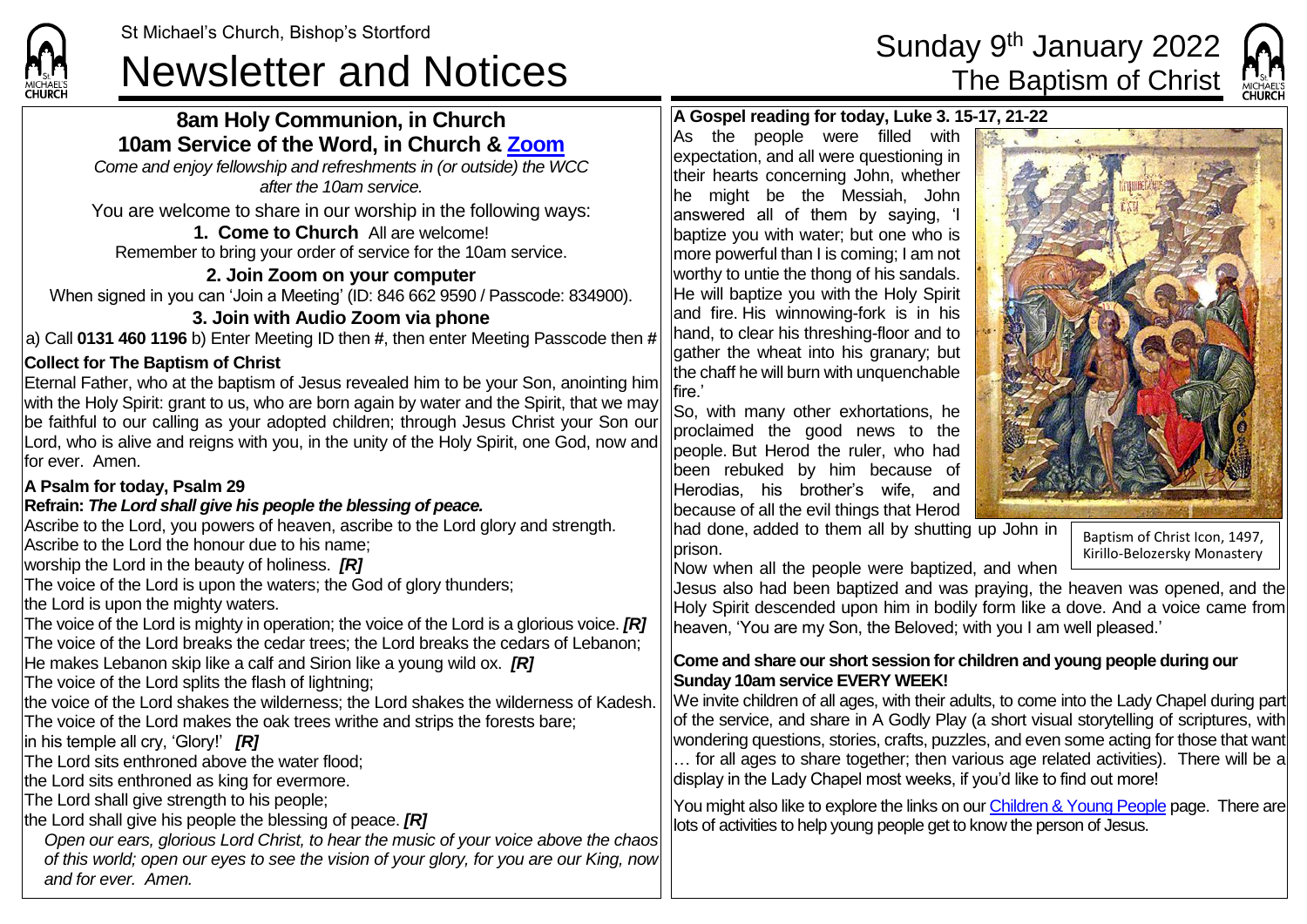St Michael's Church, Bishop's Stortford

# Newsletter and Notices

# Sunday 9th January 2022
## The Baptism of Christ

## 8am Holy Communion, in Church
## 10am Service of the Word, in Church & Zoom

*Come and enjoy fellowship and refreshments in (or outside) the WCC after the 10am service.*

You are welcome to share in our worship in the following ways:

**1. Come to Church** All are welcome!
Remember to bring your order of service for the 10am service.

**2. Join Zoom on your computer**
When signed in you can 'Join a Meeting' (ID: 846 662 9590 / Passcode: 834900).

**3. Join with Audio Zoom via phone**
a) Call **0131 460 1196** b) Enter Meeting ID then **#**, then enter Meeting Passcode then **#**

**Collect for The Baptism of Christ**

Eternal Father, who at the baptism of Jesus revealed him to be your Son, anointing him with the Holy Spirit: grant to us, who are born again by water and the Spirit, that we may be faithful to our calling as your adopted children; through Jesus Christ your Son our Lord, who is alive and reigns with you, in the unity of the Holy Spirit, one God, now and for ever. Amen.

**A Psalm for today, Psalm 29**

**Refrain:** ***The Lord shall give his people the blessing of peace.***

Ascribe to the Lord, you powers of heaven, ascribe to the Lord glory and strength.
Ascribe to the Lord the honour due to his name;
worship the Lord in the beauty of holiness. ***[R]***
The voice of the Lord is upon the waters; the God of glory thunders;
the Lord is upon the mighty waters.
The voice of the Lord is mighty in operation; the voice of the Lord is a glorious voice. ***[R]***
The voice of the Lord breaks the cedar trees; the Lord breaks the cedars of Lebanon;
He makes Lebanon skip like a calf and Sirion like a young wild ox. ***[R]***
The voice of the Lord splits the flash of lightning;
the voice of the Lord shakes the wilderness; the Lord shakes the wilderness of Kadesh.
The voice of the Lord makes the oak trees writhe and strips the forests bare;
in his temple all cry, 'Glory!' ***[R]***
The Lord sits enthroned above the water flood;
the Lord sits enthroned as king for evermore.
The Lord shall give strength to his people;
the Lord shall give his people the blessing of peace. ***[R]***

*Open our ears, glorious Lord Christ, to hear the music of your voice above the chaos of this world; open our eyes to see the vision of your glory, for you are our King, now and for ever. Amen.*

**A Gospel reading for today, Luke 3. 15-17, 21-22**

As the people were filled with expectation, and all were questioning in their hearts concerning John, whether he might be the Messiah, John answered all of them by saying, 'I baptize you with water; but one who is more powerful than I is coming; I am not worthy to untie the thong of his sandals. He will baptize you with the Holy Spirit and fire. His winnowing-fork is in his hand, to clear his threshing-floor and to gather the wheat into his granary; but the chaff he will burn with unquenchable fire.'

So, with many other exhortations, he proclaimed the good news to the people. But Herod the ruler, who had been rebuked by him because of Herodias, his brother's wife, and because of all the evil things that Herod had done, added to them all by shutting up John in prison.

Now when all the people were baptized, and when Jesus also had been baptized and was praying, the heaven was opened, and the Holy Spirit descended upon him in bodily form like a dove. And a voice came from heaven, 'You are my Son, the Beloved; with you I am well pleased.'

Baptism of Christ Icon, 1497, Kirillo-Belozersky Monastery

**Come and share our short session for children and young people during our Sunday 10am service EVERY WEEK!**

We invite children of all ages, with their adults, to come into the Lady Chapel during part of the service, and share in A Godly Play (a short visual storytelling of scriptures, with wondering questions, stories, crafts, puzzles, and even some acting for those that want … for all ages to share together; then various age related activities). There will be a display in the Lady Chapel most weeks, if you'd like to find out more!

You might also like to explore the links on our Children & Young People page. There are lots of activities to help young people get to know the person of Jesus.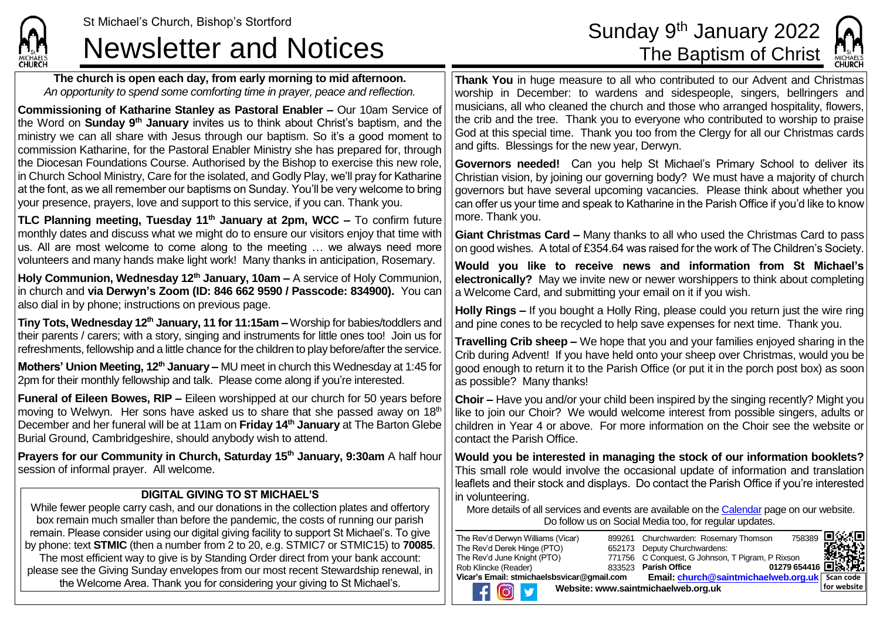St Michael's Church, Bishop's Stortford

# Newsletter and Notices

## Sunday 9th January 2022
## The Baptism of Christ

**The church is open each day, from early morning to mid afternoon.**
*An opportunity to spend some comforting time in prayer, peace and reflection.*

**Commissioning of Katharine Stanley as Pastoral Enabler –** Our 10am Service of the Word on **Sunday 9th January** invites us to think about Christ's baptism, and the ministry we can all share with Jesus through our baptism. So it's a good moment to commission Katharine, for the Pastoral Enabler Ministry she has prepared for, through the Diocesan Foundations Course. Authorised by the Bishop to exercise this new role, in Church School Ministry, Care for the isolated, and Godly Play, we'll pray for Katharine at the font, as we all remember our baptisms on Sunday. You'll be very welcome to bring your presence, prayers, love and support to this service, if you can. Thank you.

**TLC Planning meeting, Tuesday 11th January at 2pm, WCC –** To confirm future monthly dates and discuss what we might do to ensure our visitors enjoy that time with us. All are most welcome to come along to the meeting … we always need more volunteers and many hands make light work! Many thanks in anticipation, Rosemary.

**Holy Communion, Wednesday 12th January, 10am –** A service of Holy Communion, in church and **via Derwyn's Zoom (ID: 846 662 9590 / Passcode: 834900).** You can also dial in by phone; instructions on previous page.

**Tiny Tots, Wednesday 12th January, 11 for 11:15am –** Worship for babies/toddlers and their parents / carers; with a story, singing and instruments for little ones too! Join us for refreshments, fellowship and a little chance for the children to play before/after the service.

**Mothers' Union Meeting, 12th January –** MU meet in church this Wednesday at 1:45 for 2pm for their monthly fellowship and talk. Please come along if you're interested.

**Funeral of Eileen Bowes, RIP –** Eileen worshipped at our church for 50 years before moving to Welwyn. Her sons have asked us to share that she passed away on 18th December and her funeral will be at 11am on **Friday 14th January** at The Barton Glebe Burial Ground, Cambridgeshire, should anybody wish to attend.

**Prayers for our Community in Church, Saturday 15th January, 9:30am** A half hour session of informal prayer. All welcome.

**DIGITAL GIVING TO ST MICHAEL'S**

While fewer people carry cash, and our donations in the collection plates and offertory box remain much smaller than before the pandemic, the costs of running our parish remain. Please consider using our digital giving facility to support St Michael's. To give by phone: text **STMIC** (then a number from 2 to 20, e.g. STMIC7 or STMIC15) to **70085**. The most efficient way to give is by Standing Order direct from your bank account: please see the Giving Sunday envelopes from our most recent Stewardship renewal, in the Welcome Area. Thank you for considering your giving to St Michael's.

**Thank You** in huge measure to all who contributed to our Advent and Christmas worship in December: to wardens and sidespeople, singers, bellringers and musicians, all who cleaned the church and those who arranged hospitality, flowers, the crib and the tree. Thank you to everyone who contributed to worship to praise God at this special time. Thank you too from the Clergy for all our Christmas cards and gifts. Blessings for the new year, Derwyn.

**Governors needed!** Can you help St Michael's Primary School to deliver its Christian vision, by joining our governing body? We must have a majority of church governors but have several upcoming vacancies. Please think about whether you can offer us your time and speak to Katharine in the Parish Office if you'd like to know more. Thank you.

**Giant Christmas Card –** Many thanks to all who used the Christmas Card to pass on good wishes. A total of £354.64 was raised for the work of The Children's Society.

**Would you like to receive news and information from St Michael's electronically?** May we invite new or newer worshippers to think about completing a Welcome Card, and submitting your email on it if you wish.

**Holly Rings –** If you bought a Holly Ring, please could you return just the wire ring and pine cones to be recycled to help save expenses for next time. Thank you.

**Travelling Crib sheep –** We hope that you and your families enjoyed sharing in the Crib during Advent! If you have held onto your sheep over Christmas, would you be good enough to return it to the Parish Office (or put it in the porch post box) as soon as possible? Many thanks!

**Choir –** Have you and/or your child been inspired by the singing recently? Might you like to join our Choir? We would welcome interest from possible singers, adults or children in Year 4 or above. For more information on the Choir see the website or contact the Parish Office.

**Would you be interested in managing the stock of our information booklets?** This small role would involve the occasional update of information and translation leaflets and their stock and displays. Do contact the Parish Office if you're interested in volunteering.

More details of all services and events are available on the Calendar page on our website. Do follow us on Social Media too, for regular updates.

| | | | | |
|---|---|---|---|---|
| The Rev'd Derwyn Williams (Vicar) | 899261 | Churchwarden: Rosemary Thomson | 758389 | |
| The Rev'd Derek Hinge (PTO) | 652173 | Deputy Churchwardens: | | |
| The Rev'd June Knight (PTO) | 771756 | C Conquest, G Johnson, T Pigram, P Rixson | | |
| Rob Klincke (Reader) | 833523 | **Parish Office** | 01279 654416 | |

**Vicar's Email: stmichaelsbsvicar@gmail.com** **Email: church@saintmichaelweb.org.uk**

**Website: www.saintmichaelweb.org.uk**

Scan code for website